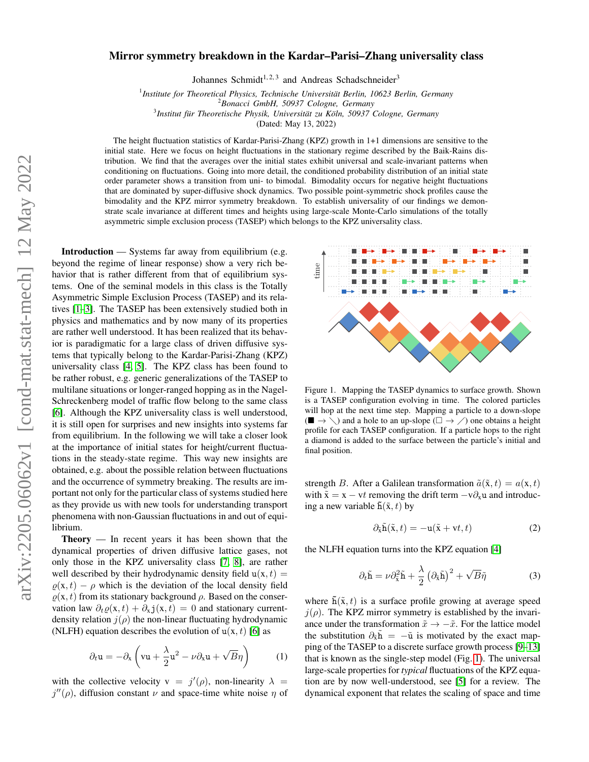# Mirror symmetry breakdown in the Kardar–Parisi–Zhang universality class

Johannes Schmidt[1, 2, 3] and Andreas Schadschneider[3]

[1]*Institute for Theoretical Physics, Technische Universität Berlin, 10623 Berlin, Germany*
[2]*Bonacci GmbH, 50937 Cologne, Germany*
[3]*Institut für Theoretische Physik, Universität zu Köln, 50937 Cologne, Germany*

(Dated: May 13, 2022)

The height fluctuation statistics of Kardar-Parisi-Zhang (KPZ) growth in 1+1 dimensions are sensitive to the initial state. Here we focus on height fluctuations in the stationary regime described by the Baik-Rains distribution. We find that the averages over the initial states exhibit universal and scale-invariant patterns when conditioning on fluctuations. Going into more detail, the conditioned probability distribution of an initial state order parameter shows a transition from uni- to bimodal. Bimodality occurs for negative height fluctuations that are dominated by super-diffusive shock dynamics. Two possible point-symmetric shock profiles cause the bimodality and the KPZ mirror symmetry breakdown. To establish universality of our findings we demonstrate scale invariance at different times and heights using large-scale Monte-Carlo simulations of the totally asymmetric simple exclusion process (TASEP) which belongs to the KPZ universality class.

**Introduction** — Systems far away from equilibrium (e.g. beyond the regime of linear response) show a very rich behavior that is rather different from that of equilibrium systems. One of the seminal models in this class is the Totally Asymmetric Simple Exclusion Process (TASEP) and its relatives [1–3]. The TASEP has been extensively studied both in physics and mathematics and by now many of its properties are rather well understood. It has been realized that its behavior is paradigmatic for a large class of driven diffusive systems that typically belong to the Kardar-Parisi-Zhang (KPZ) universality class [4, 5]. The KPZ class has been found to be rather robust, e.g. generic generalizations of the TASEP to multilane situations or longer-ranged hopping as in the Nagel-Schreckenberg model of traffic flow belong to the same class [6]. Although the KPZ universality class is well understood, it is still open for surprises and new insights into systems far from equilibrium. In the following we will take a closer look at the importance of initial states for height/current fluctuations in the steady-state regime. This way new insights are obtained, e.g. about the possible relation between fluctuations and the occurrence of symmetry breaking. The results are important not only for the particular class of systems studied here as they provide us with new tools for understanding transport phenomena with non-Gaussian fluctuations in and out of equilibrium.

**Theory** — In recent years it has been shown that the dynamical properties of driven diffusive lattice gases, not only those in the KPZ universality class [7, 8], are rather well described by their hydrodynamic density field $\mathtt{u}(x,t) = \varrho(x,t) - \rho$ which is the deviation of the local density field $\varrho(x,t)$ from its stationary background $\rho$. Based on the conservation law $\partial_t \varrho(x,t) + \partial_x \mathtt{j}(x,t) = 0$ and stationary current-density relation $j(\rho)$ the non-linear fluctuating hydrodynamic (NLFH) equation describes the evolution of $\mathtt{u}(x,t)$ [6] as

$$\partial_t \mathtt{u} = -\partial_x \left( \mathtt{v}\mathtt{u} + \frac{\lambda}{2}\mathtt{u}^2 - \nu \partial_x \mathtt{u} + \sqrt{B}\eta \right) \tag{1}$$

with the collective velocity $\mathtt{v} = j'(\rho)$, non-linearity $\lambda = j''(\rho)$, diffusion constant $\nu$ and space-time white noise $\eta$ of strength $B$. After a Galilean transformation $\tilde{a}(\tilde{x},t) = a(x,t)$ with $\tilde{x} = x - \mathtt{v}t$ removing the drift term $-\mathtt{v}\partial_x \mathtt{u}$ and introducing a new variable $\tilde{\mathtt{h}}(\tilde{x},t)$ by

$$\partial_{\tilde{x}} \tilde{\mathtt{h}}(\tilde{x},t) = -\mathtt{u}(\tilde{x} + \mathtt{v}t, t) \tag{2}$$

the NLFH equation turns into the KPZ equation [4]

$$\partial_t \tilde{\mathtt{h}} = \nu \partial_{\tilde{x}}^2 \tilde{\mathtt{h}} + \frac{\lambda}{2}\left(\partial_{\tilde{x}} \tilde{\mathtt{h}}\right)^2 + \sqrt{B}\tilde{\eta} \tag{3}$$

where $\tilde{\mathtt{h}}(\tilde{x},t)$ is a surface profile growing at average speed $j(\rho)$. The KPZ mirror symmetry is established by the invariance under the transformation $\tilde{x} \to -\tilde{x}$. For the lattice model the substitution $\partial_{\tilde{x}} \tilde{\mathtt{h}} = -\tilde{\mathtt{u}}$ is motivated by the exact mapping of the TASEP to a discrete surface growth process [9–13] that is known as the single-step model (Fig. 1). The universal large-scale properties for *typical* fluctuations of the KPZ equation are by now well-understood, see [5] for a review. The dynamical exponent that relates the scaling of space and time

Figure 1. Mapping the TASEP dynamics to surface growth. Shown is a TASEP configuration evolving in time. The colored particles will hop at the next time step. Mapping a particle to a down-slope (■ → ╲) and a hole to an up-slope (□ → ╱) one obtains a height profile for each TASEP configuration. If a particle hops to the right a diamond is added to the surface between the particle's initial and final position.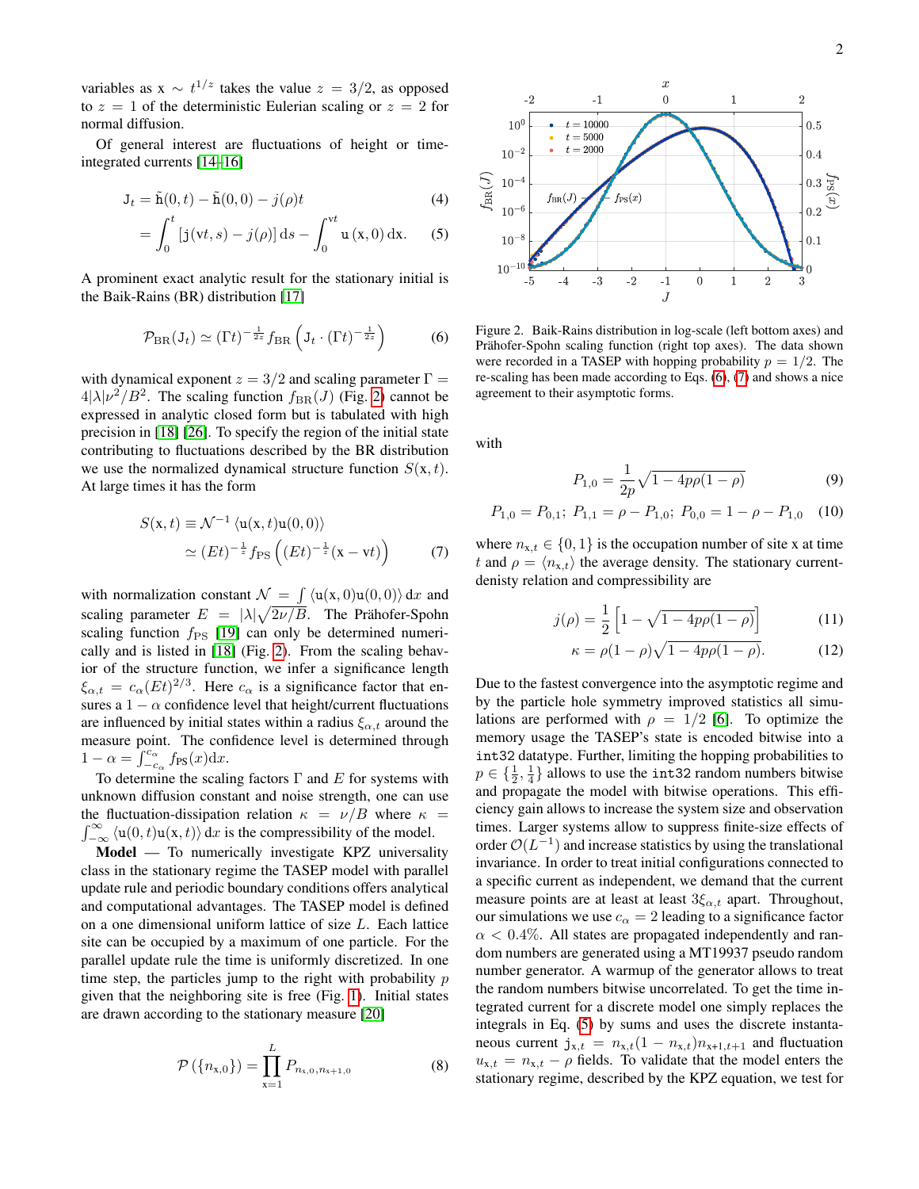variables as $\mathrm{x} \sim t^{1/z}$ takes the value $z = 3/2$, as opposed to $z = 1$ of the deterministic Eulerian scaling or $z = 2$ for normal diffusion.

Of general interest are fluctuations of height or time-integrated currents [14–16]

$$
\begin{aligned}
\mathrm{J}_t &= \tilde{\mathrm{h}}(0,t) - \tilde{\mathrm{h}}(0,0) - j(\rho)t &(4)\\
&= \int_0^t \left[\mathrm{j}(\mathrm{v}t,s) - j(\rho)\right] \mathrm{d}s - \int_0^{\mathrm{v}t} \mathrm{u}\left(\mathrm{x},0\right)\mathrm{d}\mathrm{x}. &(5)
\end{aligned}
$$

A prominent exact analytic result for the stationary initial is the Baik-Rains (BR) distribution [17]

$$
\mathcal{P}_{\mathrm{BR}}(\mathrm{J}_t) \simeq (\Gamma t)^{-\frac{1}{2z}} f_{\mathrm{BR}}\left(\mathrm{J}_t \cdot (\Gamma t)^{-\frac{1}{2z}}\right) \tag{6}
$$

with dynamical exponent $z = 3/2$ and scaling parameter $\Gamma = 4|\lambda|\nu^2/B^2$. The scaling function $f_{\mathrm{BR}}(J)$ (Fig. 2) cannot be expressed in analytic closed form but is tabulated with high precision in [18] [26]. To specify the region of the initial state contributing to fluctuations described by the BR distribution we use the normalized dynamical structure function $S(\mathrm{x},t)$. At large times it has the form

$$
\begin{aligned}
S(\mathrm{x},t) &\equiv \mathcal{N}^{-1}\left\langle \mathrm{u}(\mathrm{x},t)\mathrm{u}(0,0)\right\rangle \\
&\simeq (Et)^{-\frac{1}{z}} f_{\mathrm{PS}}\left((Et)^{-\frac{1}{z}}(\mathrm{x}-\mathrm{v}t)\right) &(7)
\end{aligned}
$$

with normalization constant $\mathcal{N} = \int \langle \mathrm{u}(\mathrm{x},0)\mathrm{u}(0,0)\rangle \,\mathrm{d}x$ and scaling parameter $E = |\lambda|\sqrt{2\nu/B}$. The Prähofer-Spohn scaling function $f_{\mathrm{PS}}$ [19] can only be determined numerically and is listed in [18] (Fig. 2). From the scaling behavior of the structure function, we infer a significance length $\xi_{\alpha,t} = c_\alpha (Et)^{2/3}$. Here $c_\alpha$ is a significance factor that ensures a $1-\alpha$ confidence level that height/current fluctuations are influenced by initial states within a radius $\xi_{\alpha,t}$ around the measure point. The confidence level is determined through $1-\alpha = \int_{-c_\alpha}^{c_\alpha} f_{\mathrm{PS}}(x)\mathrm{d}x$.

To determine the scaling factors $\Gamma$ and $E$ for systems with unknown diffusion constant and noise strength, one can use the fluctuation-dissipation relation $\kappa = \nu/B$ where $\kappa = \int_{-\infty}^{\infty} \langle \mathrm{u}(0,t)\mathrm{u}(x,t)\rangle \,\mathrm{d}x$ is the compressibility of the model.

**Model** — To numerically investigate KPZ universality class in the stationary regime the TASEP model with parallel update rule and periodic boundary conditions offers analytical and computational advantages. The TASEP model is defined on a one dimensional uniform lattice of size $L$. Each lattice site can be occupied by a maximum of one particle. For the parallel update rule the time is uniformly discretized. In one time step, the particles jump to the right with probability $p$ given that the neighboring site is free (Fig. 1). Initial states are drawn according to the stationary measure [20]

$$
\mathcal{P}\left(\{n_{\mathrm{x},0}\}\right) = \prod_{\mathrm{x}=1}^{L} P_{n_{\mathrm{x},0},n_{\mathrm{x}+1,0}} \tag{8}
$$

Figure 2. Baik-Rains distribution in log-scale (left bottom axes) and Prähofer-Spohn scaling function (right top axes). The data shown were recorded in a TASEP with hopping probability $p = 1/2$. The re-scaling has been made according to Eqs. (6), (7) and shows a nice agreement to their asymptotic forms.

with

$$
P_{1,0} = \frac{1}{2p}\sqrt{1-4p\rho(1-\rho)} \tag{9}
$$

$$
P_{1,0} = P_{0,1};\; P_{1,1} = \rho - P_{1,0};\; P_{0,0} = 1 - \rho - P_{1,0} \tag{10}
$$

where $n_{\mathrm{x},t} \in \{0,1\}$ is the occupation number of site x at time $t$ and $\rho = \langle n_{\mathrm{x},t}\rangle$ the average density. The stationary current-denisty relation and compressibility are

$$
j(\rho) = \frac{1}{2}\left[1 - \sqrt{1-4p\rho(1-\rho)}\right] \tag{11}
$$

$$
\kappa = \rho(1-\rho)\sqrt{1-4p\rho(1-\rho)}. \tag{12}
$$

Due to the fastest convergence into the asymptotic regime and by the particle hole symmetry improved statistics all simulations are performed with $\rho = 1/2$ [6]. To optimize the memory usage the TASEP's state is encoded bitwise into a `int32` datatype. Further, limiting the hopping probabilities to $p \in \{\frac{1}{2}, \frac{1}{4}\}$ allows to use the `int32` random numbers bitwise and propagate the model with bitwise operations. This efficiency gain allows to increase the system size and observation times. Larger systems allow to suppress finite-size effects of order $\mathcal{O}(L^{-1})$ and increase statistics by using the translational invariance. In order to treat initial configurations connected to a specific current as independent, we demand that the current measure points are at least at least $3\xi_{\alpha,t}$ apart. Throughout, our simulations we use $c_\alpha = 2$ leading to a significance factor $\alpha < 0.4\%$. All states are propagated independently and random numbers are generated using a MT19937 pseudo random number generator. A warmup of the generator allows to treat the random numbers bitwise uncorrelated. To get the time integrated current for a discrete model one simply replaces the integrals in Eq. (5) by sums and uses the discrete instantaneous current $\mathrm{j}_{\mathrm{x},t} = n_{\mathrm{x},t}(1-n_{\mathrm{x},t})n_{\mathrm{x}+1,t+1}$ and fluctuation $u_{\mathrm{x},t} = n_{\mathrm{x},t} - \rho$ fields. To validate that the model enters the stationary regime, described by the KPZ equation, we test for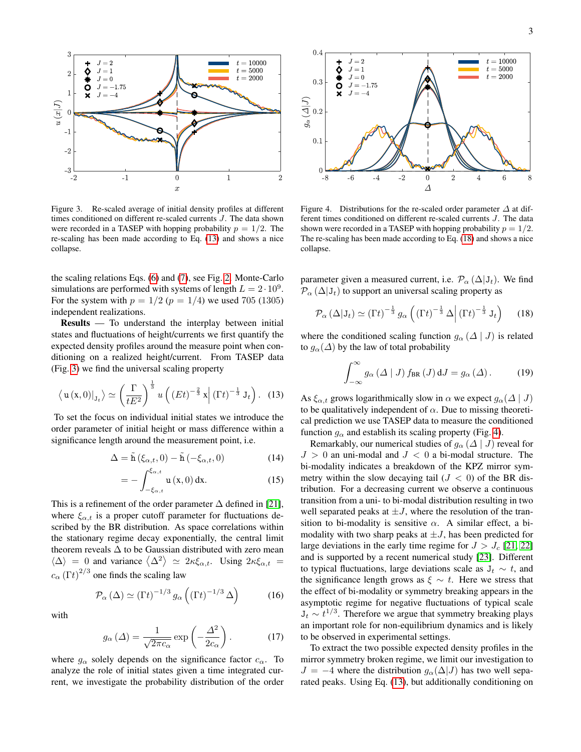Figure 3. Re-scaled average of initial density profiles at different times conditioned on different re-scaled currents $J$. The data shown were recorded in a TASEP with hopping probability $p = 1/2$. The re-scaling has been made according to Eq. (13) and shows a nice collapse.

Figure 4. Distributions for the re-scaled order parameter $\Delta$ at different times conditioned on different re-scaled currents $J$. The data shown were recorded in a TASEP with hopping probability $p = 1/2$. The re-scaling has been made according to Eq. (18) and shows a nice collapse.

the scaling relations Eqs. (6) and (7), see Fig. 2. Monte-Carlo simulations are performed with systems of length $L = 2 \cdot 10^9$. For the system with $p = 1/2$ ($p = 1/4$) we used 705 (1305) independent realizations.

**Results** — To understand the interplay between initial states and fluctuations of height/currents we first quantify the expected density profiles around the measure point when conditioning on a realized height/current. From TASEP data (Fig. 3) we find the universal scaling property

$$\left\langle \mathrm{u}\left(\mathrm{x},0\right)\right|_{\mathrm{J}_t} \rangle \simeq \left(\frac{\Gamma}{tE^2}\right)^{\frac{1}{3}} u\left(\left(Et\right)^{-\frac{2}{3}}\mathrm{x}\middle|\left(\Gamma t\right)^{-\frac{1}{3}}\mathrm{J}_t\right). \quad (13)$$

To set the focus on individual initial states we introduce the order parameter of initial height or mass difference within a significance length around the measurement point, i.e.

$$\Delta = \tilde{\mathrm{h}}\left(\xi_{\alpha,t},0\right) - \tilde{\mathrm{h}}\left(-\xi_{\alpha,t},0\right) \quad (14)$$

$$= -\int_{-\xi_{\alpha,t}}^{\xi_{\alpha,t}} \mathrm{u}\left(\mathrm{x},0\right)\mathrm{d}\mathrm{x}. \quad (15)$$

This is a refinement of the order parameter $\Delta$ defined in [21], where $\xi_{\alpha,t}$ is a proper cutoff parameter for fluctuations described by the BR distribution. As space correlations within the stationary regime decay exponentially, the central limit theorem reveals $\Delta$ to be Gaussian distributed with zero mean $\langle \Delta \rangle = 0$ and variance $\langle \Delta^2 \rangle \simeq 2\kappa\xi_{\alpha,t}$. Using $2\kappa\xi_{\alpha,t} = c_\alpha \left(\Gamma t\right)^{2/3}$ one finds the scaling law

$$\mathcal{P}_\alpha\left(\Delta\right) \simeq \left(\Gamma t\right)^{-1/3} g_\alpha\left(\left(\Gamma t\right)^{-1/3}\Delta\right) \quad (16)$$

with

$$g_\alpha\left(\Delta\right) = \frac{1}{\sqrt{2\pi c_\alpha}} \exp\left(-\frac{\Delta^2}{2c_\alpha}\right). \quad (17)$$

where $g_\alpha$ solely depends on the significance factor $c_\alpha$. To analyze the role of initial states given a time integrated current, we investigate the probability distribution of the order parameter given a measured current, i.e. $\mathcal{P}_\alpha\left(\Delta|\mathrm{J}_t\right)$. We find $\mathcal{P}_\alpha\left(\Delta|\mathrm{J}_t\right)$ to support an universal scaling property as

$$\mathcal{P}_\alpha\left(\Delta|\mathrm{J}_t\right) \simeq \left(\Gamma t\right)^{-\frac{1}{3}} g_\alpha\left(\left(\Gamma t\right)^{-\frac{1}{3}}\Delta\middle|\left(\Gamma t\right)^{-\frac{1}{3}}\mathrm{J}_t\right) \quad (18)$$

where the conditioned scaling function $g_\alpha\left(\Delta \mid J\right)$ is related to $g_\alpha(\Delta)$ by the law of total probability

$$\int_{-\infty}^{\infty} g_\alpha\left(\Delta \mid J\right) f_{\mathrm{BR}}\left(J\right)\mathrm{d}J = g_\alpha\left(\Delta\right). \quad (19)$$

As $\xi_{\alpha,t}$ grows logarithmically slow in $\alpha$ we expect $g_\alpha(\Delta \mid J)$ to be qualitatively independent of $\alpha$. Due to missing theoretical prediction we use TASEP data to measure the conditioned function $g_\alpha$ and establish its scaling property (Fig. 4).

Remarkably, our numerical studies of $g_\alpha\left(\Delta \mid J\right)$ reveal for $J > 0$ an uni-modal and $J < 0$ a bi-modal structure. The bi-modality indicates a breakdown of the KPZ mirror symmetry within the slow decaying tail ($J < 0$) of the BR distribution. For a decreasing current we observe a continuous transition from a uni- to bi-modal distribution resulting in two well separated peaks at $\pm J$, where the resolution of the transition to bi-modality is sensitive $\alpha$. A similar effect, a bi-modality with two sharp peaks at $\pm J$, has been predicted for large deviations in the early time regime for $J > J_c$ [21, 22] and is supported by a recent numerical study [23]. Different to typical fluctuations, large deviations scale as $\mathrm{J}_t \sim t$, and the significance length grows as $\xi \sim t$. Here we stress that the effect of bi-modality or symmetry breaking appears in the asymptotic regime for negative fluctuations of typical scale $\mathrm{J}_t \sim t^{1/3}$. Therefore we argue that symmetry breaking plays an important role for non-equilibrium dynamics and is likely to be observed in experimental settings.

To extract the two possible expected density profiles in the mirror symmetry broken regime, we limit our investigation to $J = -4$ where the distribution $g_\alpha(\Delta|J)$ has two well separated peaks. Using Eq. (13), but additionally conditioning on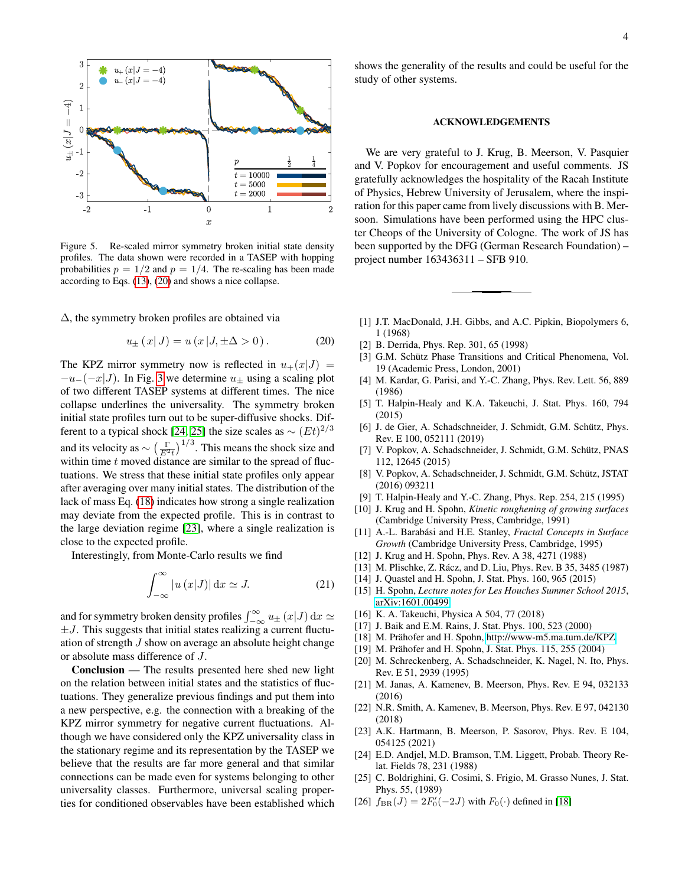$u_+(x|J=-4)$
$u_-(x|J=-4)$

$u_\pm(x|J=-4)$

3
2
1
0
-1
-2
-3

-2 -1 0 1 2

$x$

$p$ $\frac{1}{2}$ $\frac{1}{4}$
$t = 10000$
$t = 5000$
$t = 2000$

Figure 5. Re-scaled mirror symmetry broken initial state density profiles. The data shown were recorded in a TASEP with hopping probabilities $p = 1/2$ and $p = 1/4$. The re-scaling has been made according to Eqs. (13), (20) and shows a nice collapse.

$\Delta$, the symmetry broken profiles are obtained via

$$u_\pm\left(x\middle|\,J\right) = u\left(x\,\middle|J, \pm\Delta > 0\right). \tag{20}$$

The KPZ mirror symmetry now is reflected in $u_+(x|J) = -u_-(-x|J)$. In Fig. 3 we determine $u_\pm$ using a scaling plot of two different TASEP systems at different times. The nice collapse underlines the universality. The symmetry broken initial state profiles turn out to be super-diffusive shocks. Different to a typical shock [24, 25] the size scales as $\sim (Et)^{2/3}$ and its velocity as $\sim \left(\frac{\Gamma}{E^2 t}\right)^{1/3}$. This means the shock size and within time $t$ moved distance are similar to the spread of fluctuations. We stress that these initial state profiles only appear after averaging over many initial states. The distribution of the lack of mass Eq. (18) indicates how strong a single realization may deviate from the expected profile. This is in contrast to the large deviation regime [23], where a single realization is close to the expected profile.

Interestingly, from Monte-Carlo results we find

$$\int_{-\infty}^{\infty} |u\left(x|J\right)|\,\mathrm{d}x \simeq J. \tag{21}$$

and for symmetry broken density profiles $\int_{-\infty}^{\infty} u_\pm\left(x|J\right)\mathrm{d}x \simeq \pm J$. This suggests that initial states realizing a current fluctuation of strength $J$ show on average an absolute height change or absolute mass difference of $J$.

**Conclusion** — The results presented here shed new light on the relation between initial states and the statistics of fluctuations. They generalize previous findings and put them into a new perspective, e.g. the connection with a breaking of the KPZ mirror symmetry for negative current fluctuations. Although we have considered only the KPZ universality class in the stationary regime and its representation by the TASEP we believe that the results are far more general and that similar connections can be made even for systems belonging to other universality classes. Furthermore, universal scaling properties for conditioned observables have been established which shows the generality of the results and could be useful for the study of other systems.

## ACKNOWLEDGEMENTS

We are very grateful to J. Krug, B. Meerson, V. Pasquier and V. Popkov for encouragement and useful comments. JS gratefully acknowledges the hospitality of the Racah Institute of Physics, Hebrew University of Jerusalem, where the inspiration for this paper came from lively discussions with B. Meersoon. Simulations have been performed using the HPC cluster Cheops of the University of Cologne. The work of JS has been supported by the DFG (German Research Foundation) – project number 163436311 – SFB 910.

---

[1] J.T. MacDonald, J.H. Gibbs, and A.C. Pipkin, Biopolymers 6, 1 (1968)
[2] B. Derrida, Phys. Rep. 301, 65 (1998)
[3] G.M. Schütz Phase Transitions and Critical Phenomena, Vol. 19 (Academic Press, London, 2001)
[4] M. Kardar, G. Parisi, and Y.-C. Zhang, Phys. Rev. Lett. 56, 889 (1986)
[5] T. Halpin-Healy and K.A. Takeuchi, J. Stat. Phys. 160, 794 (2015)
[6] J. de Gier, A. Schadschneider, J. Schmidt, G.M. Schütz, Phys. Rev. E 100, 052111 (2019)
[7] V. Popkov, A. Schadschneider, J. Schmidt, G.M. Schütz, PNAS 112, 12645 (2015)
[8] V. Popkov, A. Schadschneider, J. Schmidt, G.M. Schütz, JSTAT (2016) 093211
[9] T. Halpin-Healy and Y.-C. Zhang, Phys. Rep. 254, 215 (1995)
[10] J. Krug and H. Spohn, *Kinetic roughening of growing surfaces* (Cambridge University Press, Cambridge, 1991)
[11] A.-L. Barabási and H.E. Stanley, *Fractal Concepts in Surface Growth* (Cambridge University Press, Cambridge, 1995)
[12] J. Krug and H. Spohn, Phys. Rev. A 38, 4271 (1988)
[13] M. Plischke, Z. Rácz, and D. Liu, Phys. Rev. B 35, 3485 (1987)
[14] J. Quastel and H. Spohn, J. Stat. Phys. 160, 965 (2015)
[15] H. Spohn, *Lecture notes for Les Houches Summer School 2015*, arXiv:1601.00499
[16] K. A. Takeuchi, Physica A 504, 77 (2018)
[17] J. Baik and E.M. Rains, J. Stat. Phys. 100, 523 (2000)
[18] M. Prähofer and H. Spohn, http://www-m5.ma.tum.de/KPZ
[19] M. Prähofer and H. Spohn, J. Stat. Phys. 115, 255 (2004)
[20] M. Schreckenberg, A. Schadschneider, K. Nagel, N. Ito, Phys. Rev. E 51, 2939 (1995)
[21] M. Janas, A. Kamenev, B. Meerson, Phys. Rev. E 94, 032133 (2016)
[22] N.R. Smith, A. Kamenev, B. Meerson, Phys. Rev. E 97, 042130 (2018)
[23] A.K. Hartmann, B. Meerson, P. Sasorov, Phys. Rev. E 104, 054125 (2021)
[24] E.D. Andjel, M.D. Bramson, T.M. Liggett, Probab. Theory Relat. Fields 78, 231 (1988)
[25] C. Boldrighini, G. Cosimi, S. Frigio, M. Grasso Nunes, J. Stat. Phys. 55, (1989)
[26] $f_{\mathrm{BR}}(J) = 2F_0'(-2J)$ with $F_0(\cdot)$ defined in [18]